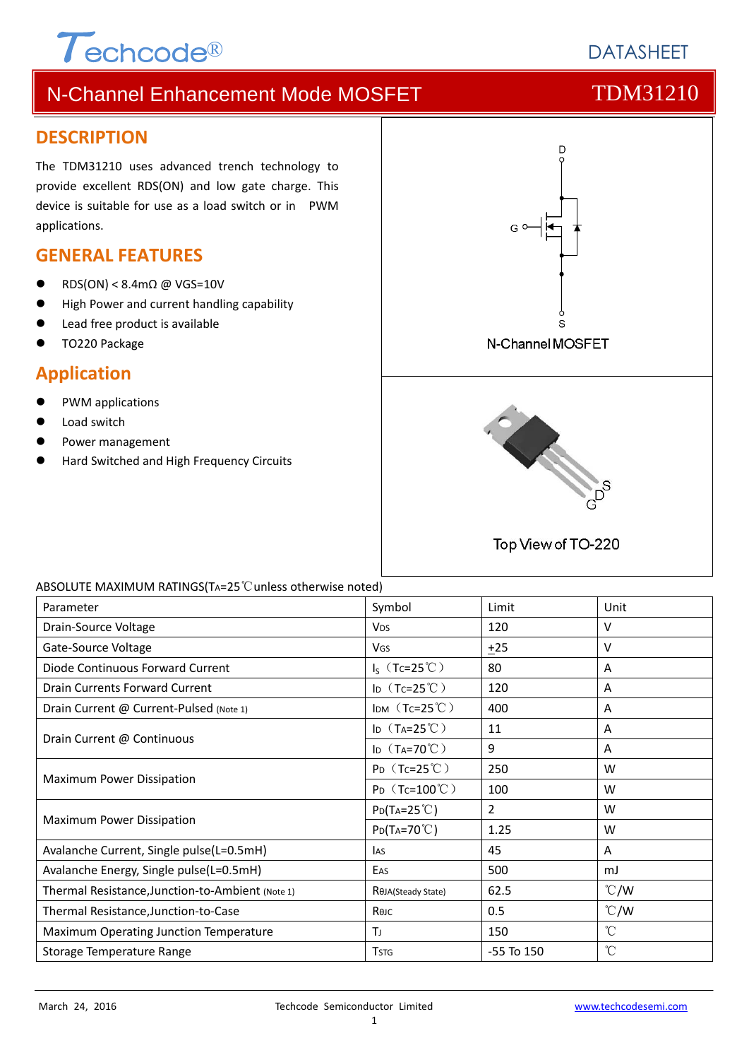Techcode® DATASHEET

# N-Channel Enhancement Mode MOSFET TDM31210

## DESCRIPTION

The TDM31210 uses advanced trench technology to provide excellent RDS(ON) and low gate charge. This device is suitable for use as a load switch or in PWM applications.

## GENERAL FEATURES

- RDS(ON) < 8.4mΩ @ VGS=10V
- High Power and current handling capability
- Lead free product is available
- TO220 Package

## Application

- PWM applications
- Load switch
- Power management
- Hard Switched and High Frequency Circuits

N-Channel MOSFET

Top View of TO-220

ABSOLUTE MAXIMUM RATINGS($T_A$=25℃unless otherwise noted)

| Parameter | Symbol | Limit | Unit |
|---|---|---|---|
| Drain-Source Voltage | $V_{DS}$ | 120 | V |
| Gate-Source Voltage | $V_{GS}$ | ±25 | V |
| Diode Continuous Forward Current | $I_S$（$T_C$=25℃） | 80 | A |
| Drain Currents Forward Current | $I_D$（$T_C$=25℃） | 120 | A |
| Drain Current @ Current-Pulsed (Note 1) | $I_{DM}$（$T_C$=25℃） | 400 | A |
| Drain Current @ Continuous | $I_D$（$T_A$=25℃） | 11 | A |
| | $I_D$（$T_A$=70℃） | 9 | A |
| Maximum Power Dissipation | $P_D$（$T_C$=25℃） | 250 | W |
| | $P_D$（$T_C$=100℃） | 100 | W |
| Maximum Power Dissipation | $P_D$($T_A$=25℃) | 2 | W |
| | $P_D$($T_A$=70℃) | 1.25 | W |
| Avalanche Current, Single pulse(L=0.5mH) | $I_{AS}$ | 45 | A |
| Avalanche Energy, Single pulse(L=0.5mH) | $E_{AS}$ | 500 | mJ |
| Thermal Resistance,Junction-to-Ambient (Note 1) | $R_{\theta JA(Steady\ State)}$ | 62.5 | ℃/W |
| Thermal Resistance,Junction-to-Case | $R_{\theta JC}$ | 0.5 | ℃/W |
| Maximum Operating Junction Temperature | $T_J$ | 150 | ℃ |
| Storage Temperature Range | $T_{STG}$ | -55 To 150 | ℃ |

March 24, 2016 Techcode Semiconductor Limited www.techcodesemi.com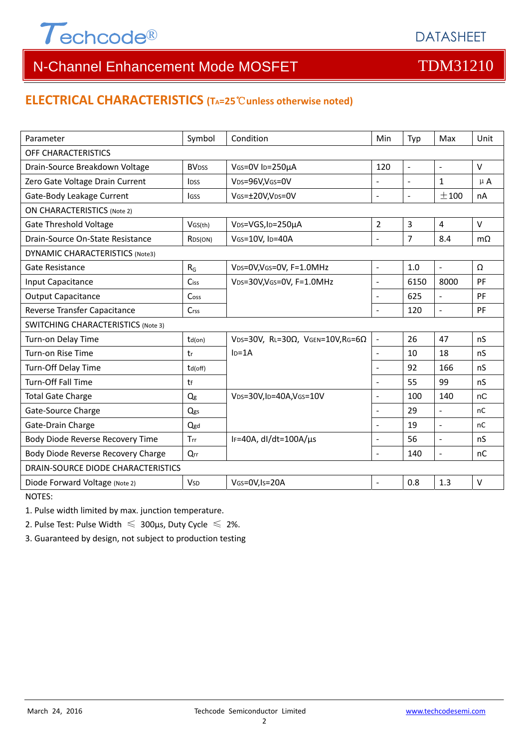# N-Channel Enhancement Mode MOSFET TDM31210

## ELECTRICAL CHARACTERISTICS ($T_A$=25℃unless otherwise noted)

| Parameter | Symbol | Condition | Min | Typ | Max | Unit |
|---|---|---|---|---|---|---|
| OFF CHARACTERISTICS | | | | | | |
| Drain-Source Breakdown Voltage | $BV_{DSS}$ | $V_{GS}$=0V $I_D$=250μA | 120 | - | - | V |
| Zero Gate Voltage Drain Current | $I_{DSS}$ | $V_{DS}$=96V,$V_{GS}$=0V | - | - | 1 | μA |
| Gate-Body Leakage Current | $I_{GSS}$ | $V_{GS}$=±20V,$V_{DS}$=0V | - | - | ±100 | nA |
| ON CHARACTERISTICS (Note 2) | | | | | | |
| Gate Threshold Voltage | $V_{GS(th)}$ | $V_{DS}$=VGS,$I_D$=250μA | 2 | 3 | 4 | V |
| Drain-Source On-State Resistance | $R_{DS(ON)}$ | $V_{GS}$=10V, $I_D$=40A | - | 7 | 8.4 | mΩ |
| DYNAMIC CHARACTERISTICS (Note3) | | | | | | |
| Gate Resistance | $R_G$ | $V_{DS}$=0V,$V_{GS}$=0V, F=1.0MHz | - | 1.0 | - | Ω |
| Input Capacitance | $C_{iss}$ | $V_{DS}$=30V,$V_{GS}$=0V, F=1.0MHz | - | 6150 | 8000 | PF |
| Output Capacitance | $C_{oss}$ | | - | 625 | - | PF |
| Reverse Transfer Capacitance | $C_{rss}$ | | - | 120 | - | PF |
| SWITCHING CHARACTERISTICS (Note 3) | | | | | | |
| Turn-on Delay Time | $t_{d(on)}$ | $V_{DS}$=30V, $R_L$=30Ω, $V_{GEN}$=10V,$R_G$=6Ω $I_D$=1A | - | 26 | 47 | nS |
| Turn-on Rise Time | $t_r$ | | - | 10 | 18 | nS |
| Turn-Off Delay Time | $t_{d(off)}$ | | - | 92 | 166 | nS |
| Turn-Off Fall Time | $t_f$ | | - | 55 | 99 | nS |
| Total Gate Charge | $Q_g$ | $V_{DS}$=30V,$I_D$=40A,$V_{GS}$=10V | - | 100 | 140 | nC |
| Gate-Source Charge | $Q_{gs}$ | | - | 29 | - | nC |
| Gate-Drain Charge | $Q_{gd}$ | | - | 19 | - | nC |
| Body Diode Reverse Recovery Time | $T_{rr}$ | $I_F$=40A, dI/dt=100A/μs | - | 56 | - | nS |
| Body Diode Reverse Recovery Charge | $Q_{rr}$ | | - | 140 | - | nC |
| DRAIN-SOURCE DIODE CHARACTERISTICS | | | | | | |
| Diode Forward Voltage (Note 2) | $V_{SD}$ | $V_{GS}$=0V,$I_S$=20A | - | 0.8 | 1.3 | V |

NOTES:

1. Pulse width limited by max. junction temperature.
2. Pulse Test: Pulse Width ≤ 300μs, Duty Cycle ≤ 2%.
3. Guaranteed by design, not subject to production testing

March 24, 2016 Techcode Semiconductor Limited www.techcodesemi.com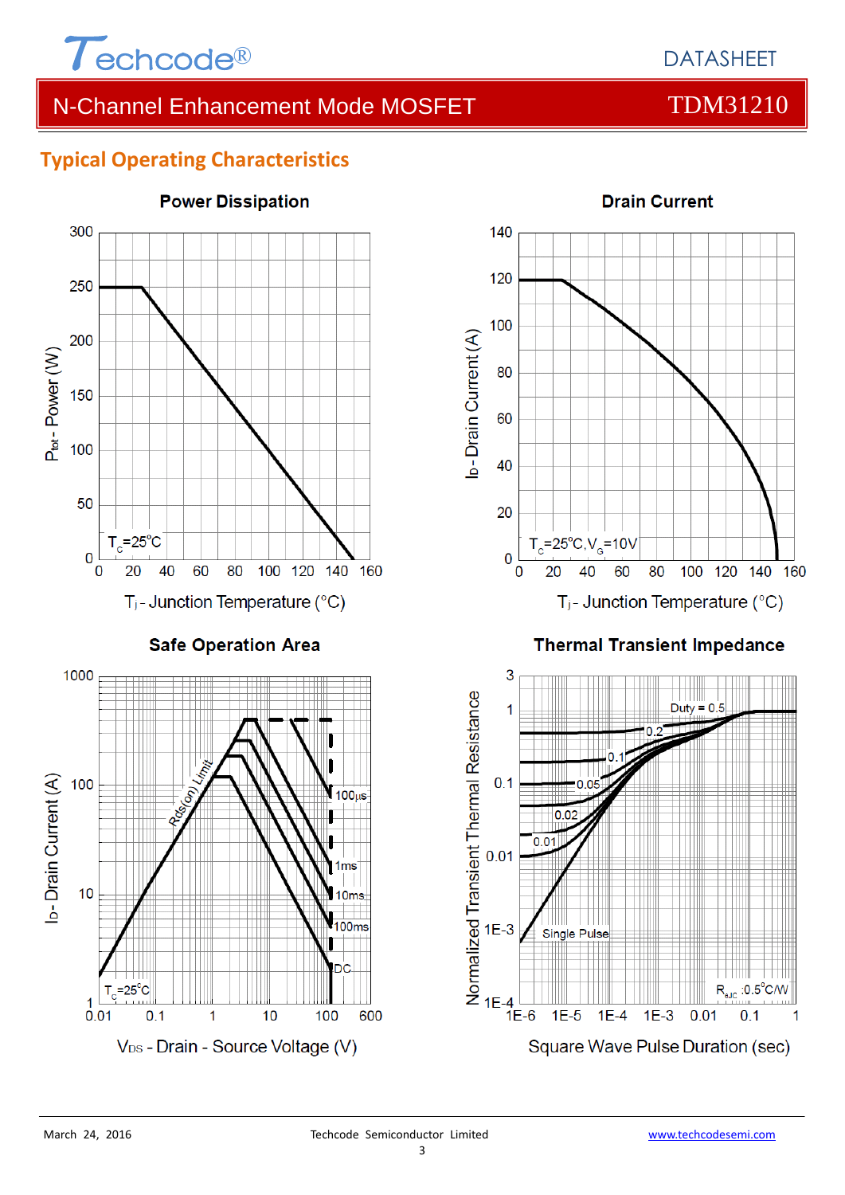## Typical Operating Characteristics

### Power Dissipation

$P_{tot}$ - Power (W)

$T_C$=25°C

$T_j$ - Junction Temperature (°C)

### Drain Current

$I_D$ - Drain Current (A)

$T_C$=25°C, $V_G$=10V

$T_j$ - Junction Temperature (°C)

### Safe Operation Area

$I_D$ - Drain Current (A)

Rds(on) Limit

100μs

1ms

10ms

100ms

DC

$T_C$=25°C

$V_{DS}$ - Drain - Source Voltage (V)

### Thermal Transient Impedance

Normalized Transient Thermal Resistance

Duty = 0.5

0.2

0.1

0.05

0.02

0.01

Single Pulse

$R_{\theta JC}$ :0.5°C/W

Square Wave Pulse Duration (sec)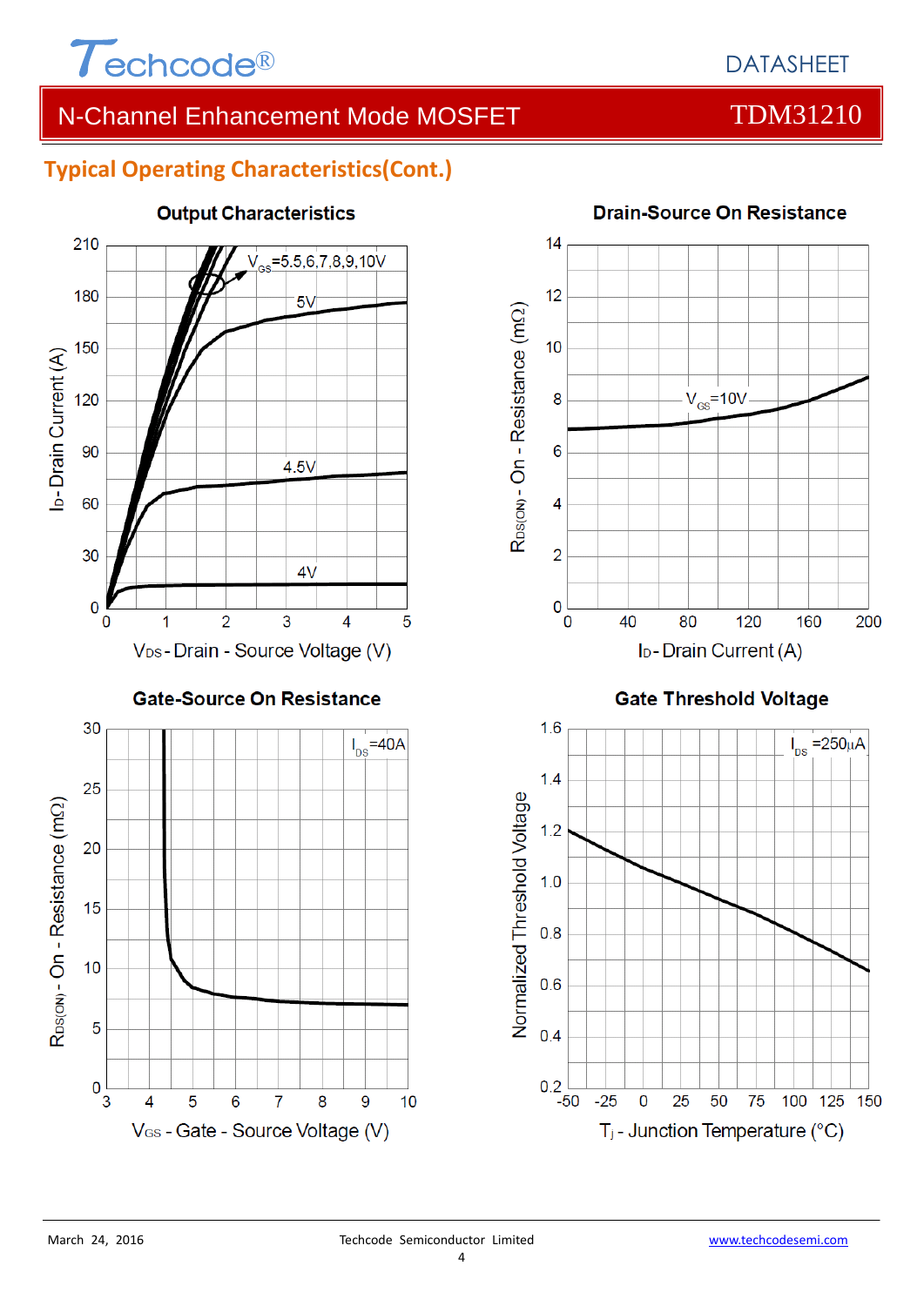## Typical Operating Characteristics(Cont.)

**Output Characteristics**

$V_{GS}$=5.5,6,7,8,9,10V

5V

4.5V

4V

$I_D$- Drain Current (A)

$V_{DS}$- Drain - Source Voltage (V)

**Drain-Source On Resistance**

$V_{GS}$=10V

$R_{DS(ON)}$ - On - Resistance (mΩ)

$I_D$- Drain Current (A)

**Gate-Source On Resistance**

$I_{DS}$=40A

$R_{DS(ON)}$ - On - Resistance (mΩ)

$V_{GS}$ - Gate - Source Voltage (V)

**Gate Threshold Voltage**

$I_{DS}$ =250µA

Normalized Threshold Voltage

$T_j$ - Junction Temperature (°C)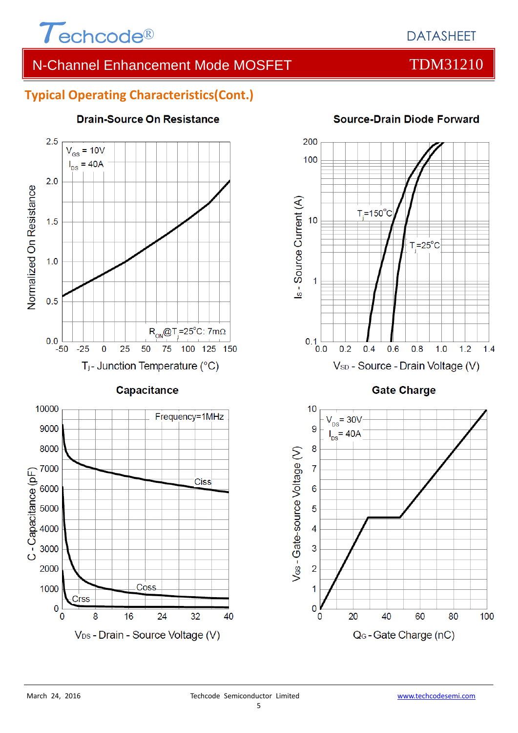## Typical Operating Characteristics(Cont.)

**Drain-Source On Resistance**

$V_{GS}$ = 10V
$I_{DS}$ = 40A

$R_{ON}$@$T_j$=25°C: 7mΩ

Normalized On Resistance vs. $T_j$ - Junction Temperature (°C)

**Source-Drain Diode Forward**

$T_j$=150°C
$T_j$=25°C

$I_S$ - Source Current (A) vs. $V_{SD}$ - Source - Drain Voltage (V)

**Capacitance**

Frequency=1MHz

Ciss
Coss
Crss

C - Capacitance (pF) vs. $V_{DS}$ - Drain - Source Voltage (V)

**Gate Charge**

$V_{DS}$ = 30V
$I_{DS}$ = 40A

$V_{GS}$ - Gate-source Voltage (V) vs. $Q_G$ - Gate Charge (nC)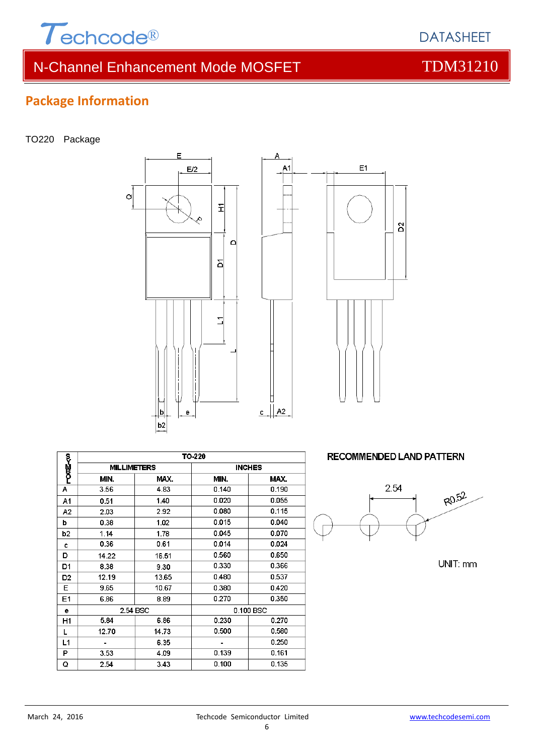## Package Information

TO220 Package

| SYMBOL | TO-220 | | | |
|---|---|---|---|---|
| | MILLIMETERS | | INCHES | |
| | MIN. | MAX. | MIN. | MAX. |
| A | 3.56 | 4.83 | 0.140 | 0.190 |
| A1 | 0.51 | 1.40 | 0.020 | 0.055 |
| A2 | 2.03 | 2.92 | 0.080 | 0.115 |
| b | 0.38 | 1.02 | 0.015 | 0.040 |
| b2 | 1.14 | 1.78 | 0.045 | 0.070 |
| c | 0.36 | 0.61 | 0.014 | 0.024 |
| D | 14.22 | 16.51 | 0.560 | 0.650 |
| D1 | 8.38 | 9.30 | 0.330 | 0.366 |
| D2 | 12.19 | 13.65 | 0.480 | 0.537 |
| E | 9.65 | 10.67 | 0.380 | 0.420 |
| E1 | 6.86 | 8.89 | 0.270 | 0.350 |
| e | 2.54 BSC | | 0.100 BSC | |
| H1 | 5.84 | 6.86 | 0.230 | 0.270 |
| L | 12.70 | 14.73 | 0.500 | 0.580 |
| L1 | - | 6.35 | - | 0.250 |
| P | 3.53 | 4.09 | 0.139 | 0.161 |
| Q | 2.54 | 3.43 | 0.100 | 0.135 |

RECOMMENDED LAND PATTERN

2.54

R0.52

UNIT: mm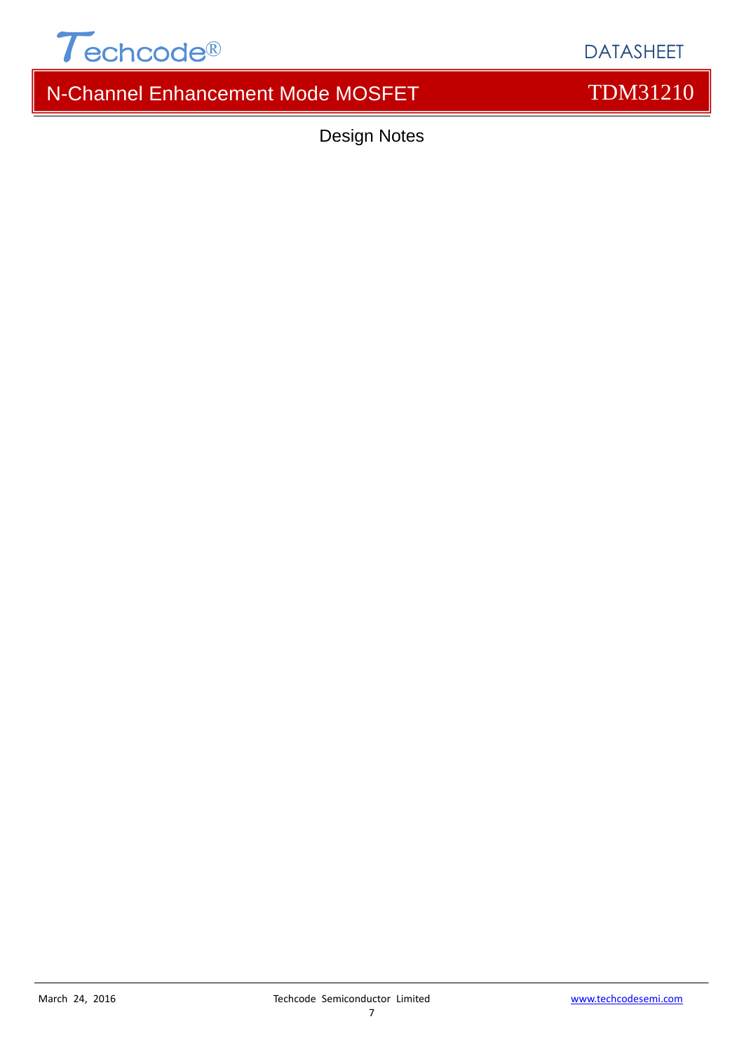Design Notes